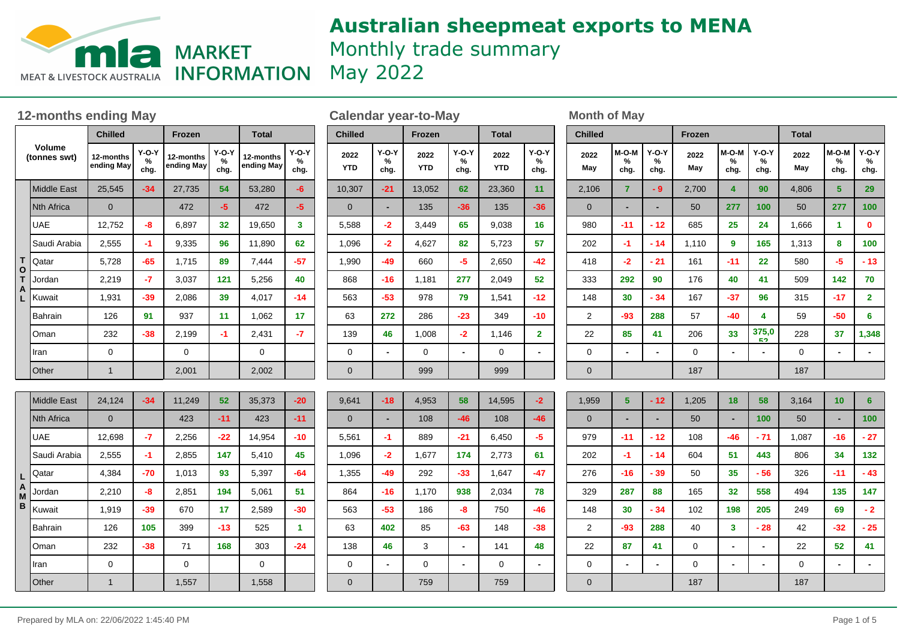# Australian sheepmeat exports to MENA

Monthly trade summary

May 2022

## 12-months ending May

| Volume (tonnes swt) | | Chilled | | Frozen | | Total | |
|---|---|---|---|---|---|---|---|
| | | 12-months ending May | Y-O-Y % chg. | 12-months ending May | Y-O-Y % chg. | 12-months ending May | Y-O-Y % chg. |
| TOTAL | Middle East | 25,545 | -34 | 27,735 | 54 | 53,280 | -6 |
| | Nth Africa | 0 | | 472 | -5 | 472 | -5 |
| | UAE | 12,752 | -8 | 6,897 | 32 | 19,650 | 3 |
| | Saudi Arabia | 2,555 | -1 | 9,335 | 96 | 11,890 | 62 |
| | Qatar | 5,728 | -65 | 1,715 | 89 | 7,444 | -57 |
| | Jordan | 2,219 | -7 | 3,037 | 121 | 5,256 | 40 |
| | Kuwait | 1,931 | -39 | 2,086 | 39 | 4,017 | -14 |
| | Bahrain | 126 | 91 | 937 | 11 | 1,062 | 17 |
| | Oman | 232 | -38 | 2,199 | -1 | 2,431 | -7 |
| | Iran | 0 | | 0 | | 0 | |
| | Other | 1 | | 2,001 | | 2,002 | |
| LAMB | Middle East | 24,124 | -34 | 11,249 | 52 | 35,373 | -20 |
| | Nth Africa | 0 | | 423 | -11 | 423 | -11 |
| | UAE | 12,698 | -7 | 2,256 | -22 | 14,954 | -10 |
| | Saudi Arabia | 2,555 | -1 | 2,855 | 147 | 5,410 | 45 |
| | Qatar | 4,384 | -70 | 1,013 | 93 | 5,397 | -64 |
| | Jordan | 2,210 | -8 | 2,851 | 194 | 5,061 | 51 |
| | Kuwait | 1,919 | -39 | 670 | 17 | 2,589 | -30 |
| | Bahrain | 126 | 105 | 399 | -13 | 525 | 1 |
| | Oman | 232 | -38 | 71 | 168 | 303 | -24 |
| | Iran | 0 | | 0 | | 0 | |
| | Other | 1 | | 1,557 | | 1,558 | |

## Calendar year-to-May

| Volume (tonnes swt) | | Chilled | | Frozen | | Total | |
|---|---|---|---|---|---|---|---|
| | | 2022 YTD | Y-O-Y % chg. | 2022 YTD | Y-O-Y % chg. | 2022 YTD | Y-O-Y % chg. |
| TOTAL | Middle East | 10,307 | -21 | 13,052 | 62 | 23,360 | 11 |
| | Nth Africa | 0 | - | 135 | -36 | 135 | -36 |
| | UAE | 5,588 | -2 | 3,449 | 65 | 9,038 | 16 |
| | Saudi Arabia | 1,096 | -2 | 4,627 | 82 | 5,723 | 57 |
| | Qatar | 1,990 | -49 | 660 | -5 | 2,650 | -42 |
| | Jordan | 868 | -16 | 1,181 | 277 | 2,049 | 52 |
| | Kuwait | 563 | -53 | 978 | 79 | 1,541 | -12 |
| | Bahrain | 63 | 272 | 286 | -23 | 349 | -10 |
| | Oman | 139 | 46 | 1,008 | -2 | 1,146 | 2 |
| | Iran | 0 | - | 0 | - | 0 | - |
| | Other | 0 | | 999 | | 999 | |
| LAMB | Middle East | 9,641 | -18 | 4,953 | 58 | 14,595 | -2 |
| | Nth Africa | 0 | - | 108 | -46 | 108 | -46 |
| | UAE | 5,561 | -1 | 889 | -21 | 6,450 | -5 |
| | Saudi Arabia | 1,096 | -2 | 1,677 | 174 | 2,773 | 61 |
| | Qatar | 1,355 | -49 | 292 | -33 | 1,647 | -47 |
| | Jordan | 864 | -16 | 1,170 | 938 | 2,034 | 78 |
| | Kuwait | 563 | -53 | 186 | -8 | 750 | -46 |
| | Bahrain | 63 | 402 | 85 | -63 | 148 | -38 |
| | Oman | 138 | 46 | 3 | - | 141 | 48 |
| | Iran | 0 | - | 0 | - | 0 | - |
| | Other | 0 | | 759 | | 759 | |

## Month of May

| Volume (tonnes swt) | | Chilled | | | Frozen | | | Total | | |
|---|---|---|---|---|---|---|---|---|---|---|
| | | 2022 May | M-O-M % chg. | Y-O-Y % chg. | 2022 May | M-O-M % chg. | Y-O-Y % chg. | 2022 May | M-O-M % chg. | Y-O-Y % chg. |
| TOTAL | Middle East | 2,106 | 7 | - 9 | 2,700 | 4 | 90 | 4,806 | 5 | 29 |
| | Nth Africa | 0 | - | - | 50 | 277 | 100 | 50 | 277 | 100 |
| | UAE | 980 | -11 | - 12 | 685 | 25 | 24 | 1,666 | 1 | 0 |
| | Saudi Arabia | 202 | -1 | - 14 | 1,110 | 9 | 165 | 1,313 | 8 | 100 |
| | Qatar | 418 | -2 | - 21 | 161 | -11 | 22 | 580 | -5 | - 13 |
| | Jordan | 333 | 292 | 90 | 176 | 40 | 41 | 509 | 142 | 70 |
| | Kuwait | 148 | 30 | - 34 | 167 | -37 | 96 | 315 | -17 | 2 |
| | Bahrain | 2 | -93 | 288 | 57 | -40 | 4 | 59 | -50 | 6 |
| | Oman | 22 | 85 | 41 | 206 | 33 | 375,053 | 228 | 37 | 1,348 |
| | Iran | 0 | - | - | 0 | - | - | 0 | - | - |
| | Other | 0 | | | 187 | | | 187 | | |
| LAMB | Middle East | 1,959 | 5 | - 12 | 1,205 | 18 | 58 | 3,164 | 10 | 6 |
| | Nth Africa | 0 | - | - | 50 | - | 100 | 50 | - | 100 |
| | UAE | 979 | -11 | - 12 | 108 | -46 | - 71 | 1,087 | -16 | - 27 |
| | Saudi Arabia | 202 | -1 | - 14 | 604 | 51 | 443 | 806 | 34 | 132 |
| | Qatar | 276 | -16 | - 39 | 50 | 35 | - 56 | 326 | -11 | - 43 |
| | Jordan | 329 | 287 | 88 | 165 | 32 | 558 | 494 | 135 | 147 |
| | Kuwait | 148 | 30 | - 34 | 102 | 198 | 205 | 249 | 69 | - 2 |
| | Bahrain | 2 | -93 | 288 | 40 | 3 | - 28 | 42 | -32 | - 25 |
| | Oman | 22 | 87 | 41 | 0 | - | - | 22 | 52 | 41 |
| | Iran | 0 | - | - | 0 | - | - | 0 | - | - |
| | Other | 0 | | | 187 | | | 187 | | |

Prepared by MLA on: 22/06/2022 1:45:40 PM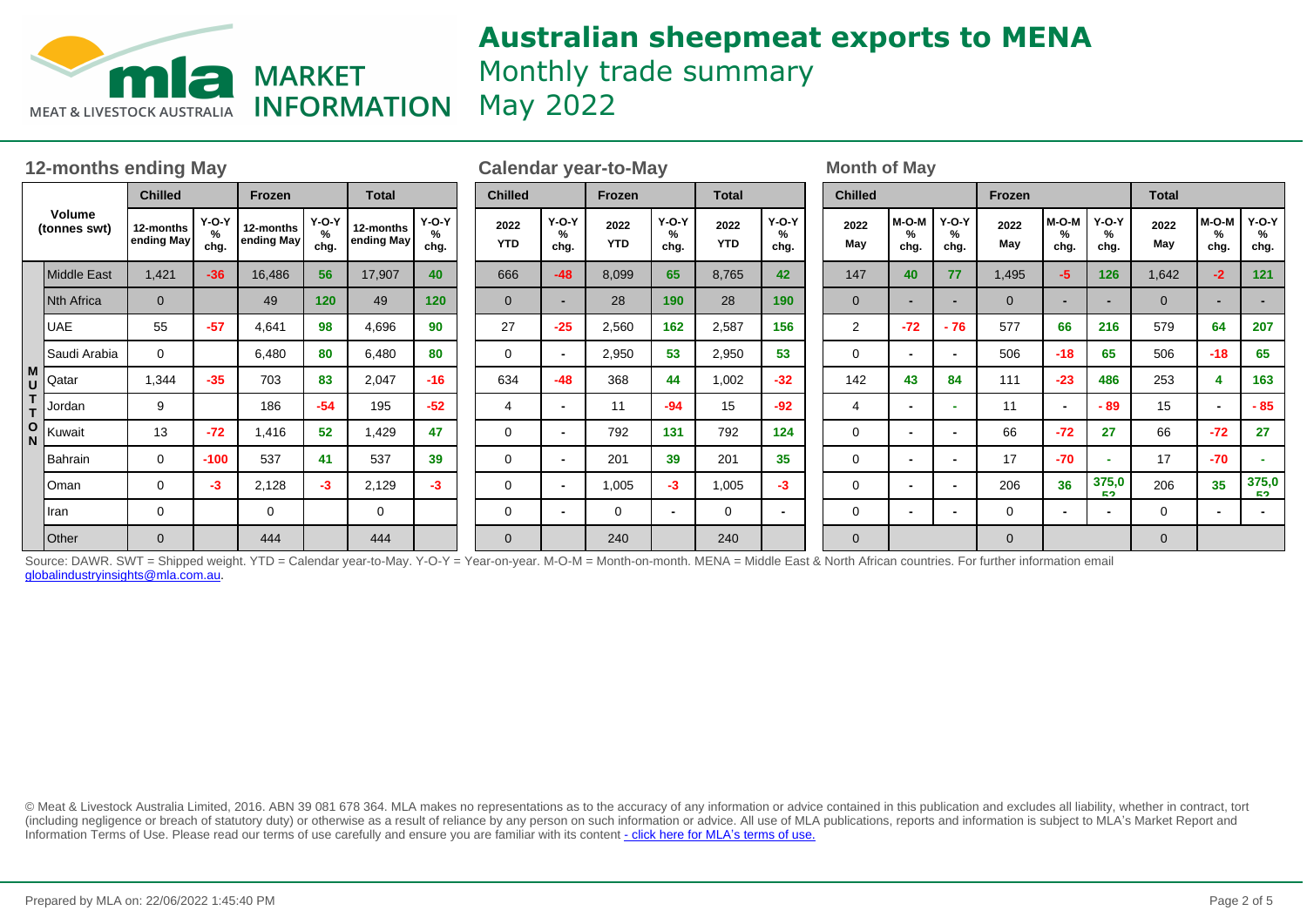# Australian sheepmeat exports to MENA

Monthly trade summary

May 2022

## 12-months ending May

| Volume (tonnes swt) | | Chilled | | Frozen | | Total | |
|---|---|---|---|---|---|---|---|
| | | 12-months ending May | Y-O-Y % chg. | 12-months ending May | Y-O-Y % chg. | 12-months ending May | Y-O-Y % chg. |
| MUTTON | Middle East | 1,421 | -36 | 16,486 | 56 | 17,907 | 40 |
| | Nth Africa | 0 | | 49 | 120 | 49 | 120 |
| | UAE | 55 | -57 | 4,641 | 98 | 4,696 | 90 |
| | Saudi Arabia | 0 | | 6,480 | 80 | 6,480 | 80 |
| | Qatar | 1,344 | -35 | 703 | 83 | 2,047 | -16 |
| | Jordan | 9 | | 186 | -54 | 195 | -52 |
| | Kuwait | 13 | -72 | 1,416 | 52 | 1,429 | 47 |
| | Bahrain | 0 | -100 | 537 | 41 | 537 | 39 |
| | Oman | 0 | -3 | 2,128 | -3 | 2,129 | -3 |
| | Iran | 0 | | 0 | | 0 | |
| | Other | 0 | | 444 | | 444 | |

## Calendar year-to-May

| Volume (tonnes swt) | | Chilled | | Frozen | | Total | |
|---|---|---|---|---|---|---|---|
| | | 2022 YTD | Y-O-Y % chg. | 2022 YTD | Y-O-Y % chg. | 2022 YTD | Y-O-Y % chg. |
| MUTTON | Middle East | 666 | -48 | 8,099 | 65 | 8,765 | 42 |
| | Nth Africa | 0 | - | 28 | 190 | 28 | 190 |
| | UAE | 27 | -25 | 2,560 | 162 | 2,587 | 156 |
| | Saudi Arabia | 0 | - | 2,950 | 53 | 2,950 | 53 |
| | Qatar | 634 | -48 | 368 | 44 | 1,002 | -32 |
| | Jordan | 4 | - | 11 | -94 | 15 | -92 |
| | Kuwait | 0 | - | 792 | 131 | 792 | 124 |
| | Bahrain | 0 | - | 201 | 39 | 201 | 35 |
| | Oman | 0 | - | 1,005 | -3 | 1,005 | -3 |
| | Iran | 0 | - | 0 | - | 0 | - |
| | Other | 0 | | 240 | | 240 | |

## Month of May

| Volume (tonnes swt) | | Chilled | | | Frozen | | | Total | | |
|---|---|---|---|---|---|---|---|---|---|---|
| | | 2022 May | M-O-M % chg. | Y-O-Y % chg. | 2022 May | M-O-M % chg. | Y-O-Y % chg. | 2022 May | M-O-M % chg. | Y-O-Y % chg. |
| MUTTON | Middle East | 147 | 40 | 77 | 1,495 | -5 | 126 | 1,642 | -2 | 121 |
| | Nth Africa | 0 | - | - | 0 | - | - | 0 | - | - |
| | UAE | 2 | -72 | - 76 | 577 | 66 | 216 | 579 | 64 | 207 |
| | Saudi Arabia | 0 | - | - | 506 | -18 | 65 | 506 | -18 | 65 |
| | Qatar | 142 | 43 | 84 | 111 | -23 | 486 | 253 | 4 | 163 |
| | Jordan | 4 | - | - | 11 | - | - 89 | 15 | - | - 85 |
| | Kuwait | 0 | - | - | 66 | -72 | 27 | 66 | -72 | 27 |
| | Bahrain | 0 | - | - | 17 | -70 | - | 17 | -70 | - |
| | Oman | 0 | - | - | 206 | 36 | 375,052 | 206 | 35 | 375,052 |
| | Iran | 0 | - | - | 0 | - | - | 0 | - | - |
| | Other | 0 | | | 0 | | | 0 | | |

Source: DAWR. SWT = Shipped weight. YTD = Calendar year-to-May. Y-O-Y = Year-on-year. M-O-M = Month-on-month. MENA = Middle East & North African countries. For further information email globalindustryinsights@mla.com.au.

© Meat & Livestock Australia Limited, 2016. ABN 39 081 678 364. MLA makes no representations as to the accuracy of any information or advice contained in this publication and excludes all liability, whether in contract, tort (including negligence or breach of statutory duty) or otherwise as a result of reliance by any person on such information or advice. All use of MLA publications, reports and information is subject to MLA's Market Report and Information Terms of Use. Please read our terms of use carefully and ensure you are familiar with its content - click here for MLA's terms of use.

Prepared by MLA on: 22/06/2022 1:45:40 PM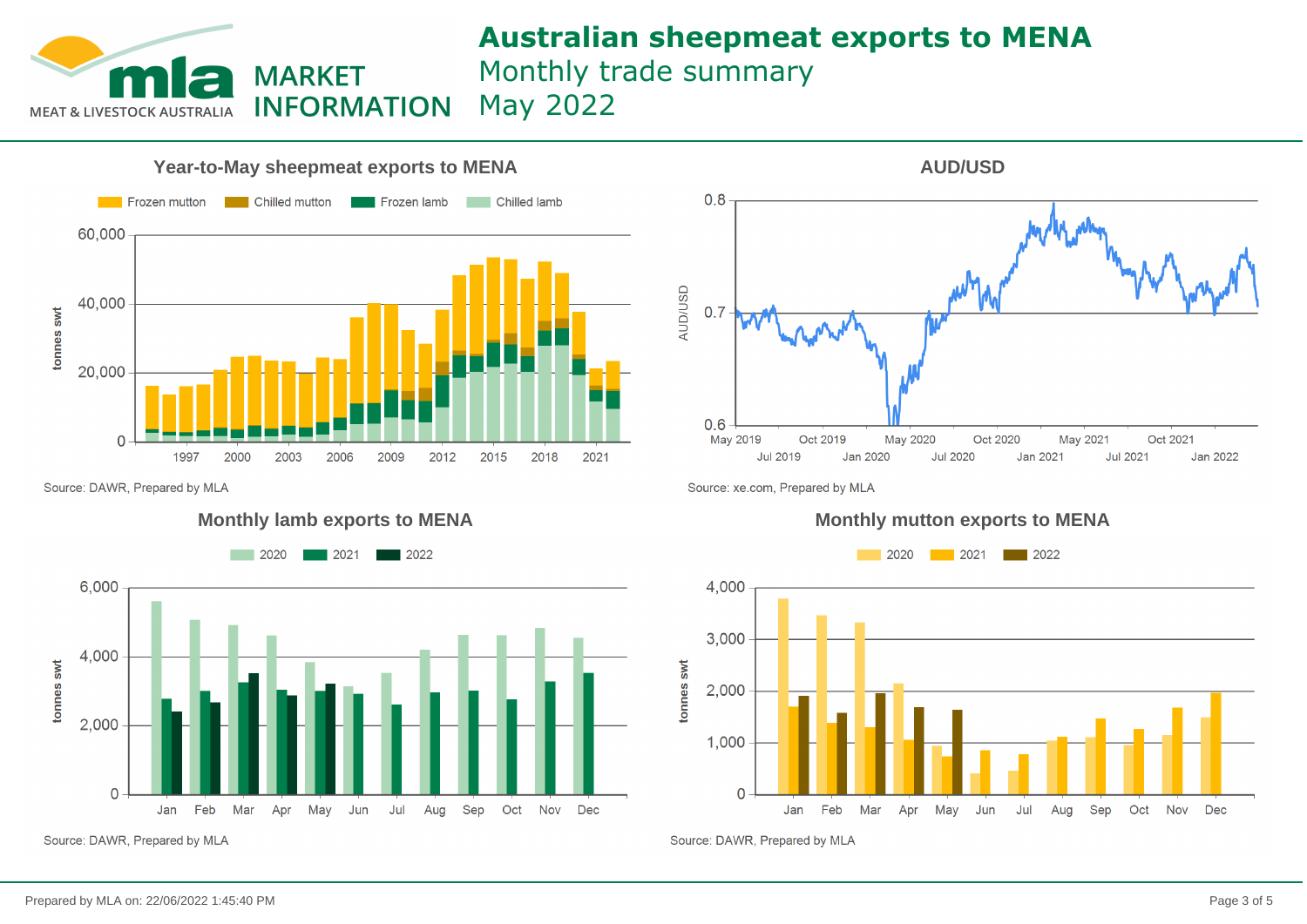# Australian sheepmeat exports to MENA

Monthly trade summary

May 2022

MLA MARKET INFORMATION

### Year-to-May sheepmeat exports to MENA

Frozen mutton | Chilled mutton | Frozen lamb | Chilled lamb

tonnes swt

Source: DAWR, Prepared by MLA

### AUD/USD

Source: xe.com, Prepared by MLA

### Monthly lamb exports to MENA

2020 | 2021 | 2022

tonnes swt

Source: DAWR, Prepared by MLA

### Monthly mutton exports to MENA

2020 | 2021 | 2022

tonnes swt

Source: DAWR, Prepared by MLA

Prepared by MLA on: 22/06/2022 1:45:40 PM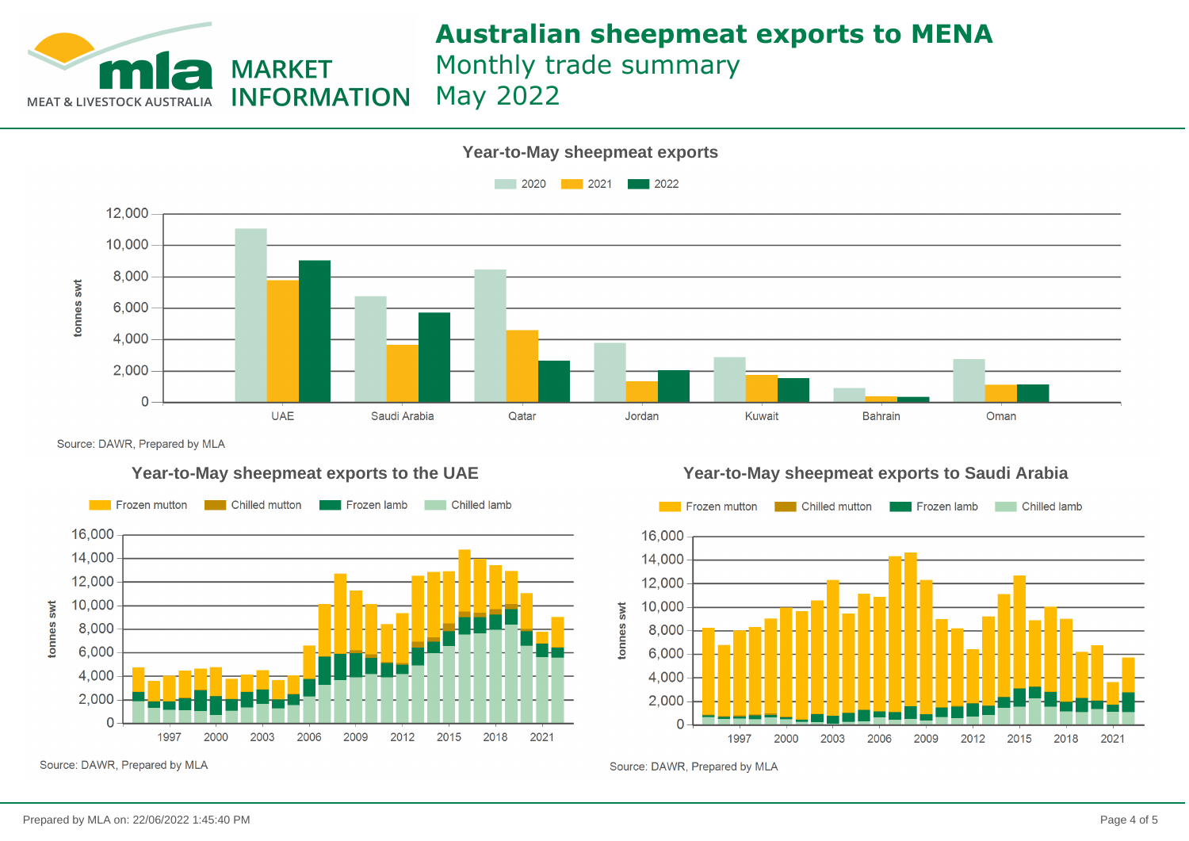# Australian sheepmeat exports to MENA

Monthly trade summary

May 2022

## Year-to-May sheepmeat exports

2020 | 2021 | 2022

tonnes swt

Countries: UAE, Saudi Arabia, Qatar, Jordan, Kuwait, Bahrain, Oman

Source: DAWR, Prepared by MLA

## Year-to-May sheepmeat exports to the UAE

Frozen mutton | Chilled mutton | Frozen lamb | Chilled lamb

tonnes swt

Source: DAWR, Prepared by MLA

## Year-to-May sheepmeat exports to Saudi Arabia

Frozen mutton | Chilled mutton | Frozen lamb | Chilled lamb

tonnes swt

Source: DAWR, Prepared by MLA

Prepared by MLA on: 22/06/2022 1:45:40 PM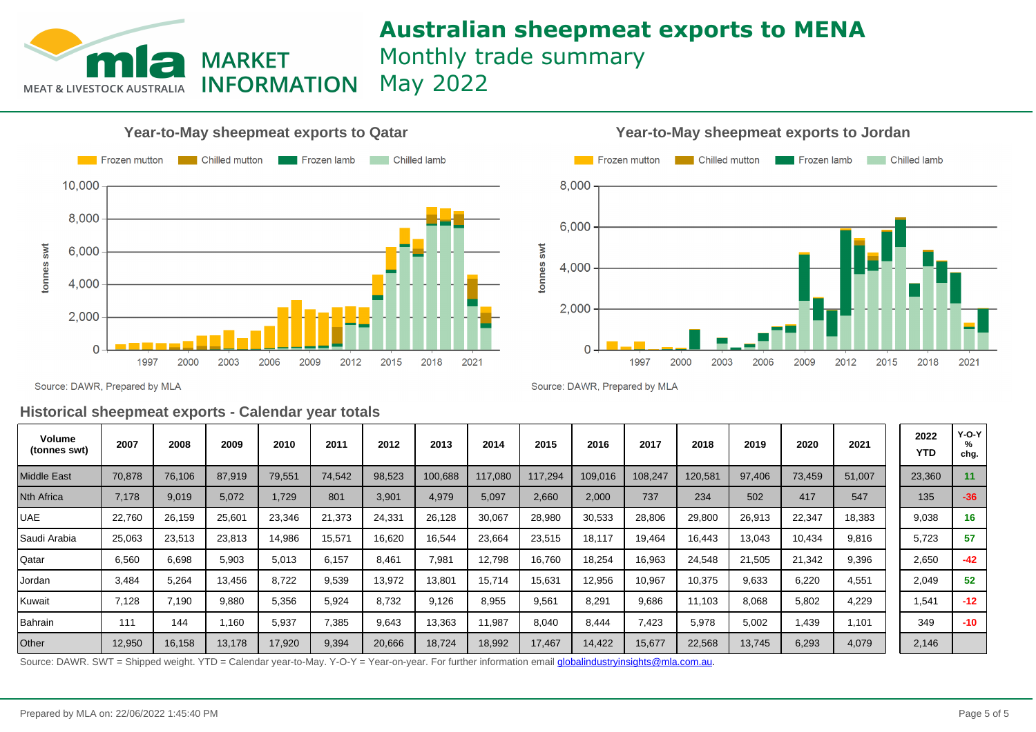# Australian sheepmeat exports to MENA

Monthly trade summary

May 2022

MLA MARKET INFORMATION

MEAT & LIVESTOCK AUSTRALIA

## Year-to-May sheepmeat exports to Qatar

Frozen mutton
Chilled mutton
Frozen lamb
Chilled lamb

tonnes swt

10,000
8,000
6,000
4,000
2,000
0

1997 2000 2003 2006 2009 2012 2015 2018 2021

Source: DAWR, Prepared by MLA

## Year-to-May sheepmeat exports to Jordan

Frozen mutton
Chilled mutton
Frozen lamb
Chilled lamb

tonnes swt

8,000
6,000
4,000
2,000
0

1997 2000 2003 2006 2009 2012 2015 2018 2021

Source: DAWR, Prepared by MLA

## Historical sheepmeat exports - Calendar year totals

| Volume (tonnes swt) | 2007 | 2008 | 2009 | 2010 | 2011 | 2012 | 2013 | 2014 | 2015 | 2016 | 2017 | 2018 | 2019 | 2020 | 2021 | 2022 YTD | Y-O-Y % chg. |
|---|---|---|---|---|---|---|---|---|---|---|---|---|---|---|---|---|---|
| Middle East | 70,878 | 76,106 | 87,919 | 79,551 | 74,542 | 98,523 | 100,688 | 117,080 | 117,294 | 109,016 | 108,247 | 120,581 | 97,406 | 73,459 | 51,007 | 23,360 | 11 |
| Nth Africa | 7,178 | 9,019 | 5,072 | 1,729 | 801 | 3,901 | 4,979 | 5,097 | 2,660 | 2,000 | 737 | 234 | 502 | 417 | 547 | 135 | -36 |
| UAE | 22,760 | 26,159 | 25,601 | 23,346 | 21,373 | 24,331 | 26,128 | 30,067 | 28,980 | 30,533 | 28,806 | 29,800 | 26,913 | 22,347 | 18,383 | 9,038 | 16 |
| Saudi Arabia | 25,063 | 23,513 | 23,813 | 14,986 | 15,571 | 16,620 | 16,544 | 23,664 | 23,515 | 18,117 | 19,464 | 16,443 | 13,043 | 10,434 | 9,816 | 5,723 | 57 |
| Qatar | 6,560 | 6,698 | 5,903 | 5,013 | 6,157 | 8,461 | 7,981 | 12,798 | 16,760 | 18,254 | 16,963 | 24,548 | 21,505 | 21,342 | 9,396 | 2,650 | -42 |
| Jordan | 3,484 | 5,264 | 13,456 | 8,722 | 9,539 | 13,972 | 13,801 | 15,714 | 15,631 | 12,956 | 10,967 | 10,375 | 9,633 | 6,220 | 4,551 | 2,049 | 52 |
| Kuwait | 7,128 | 7,190 | 9,880 | 5,356 | 5,924 | 8,732 | 9,126 | 8,955 | 9,561 | 8,291 | 9,686 | 11,103 | 8,068 | 5,802 | 4,229 | 1,541 | -12 |
| Bahrain | 111 | 144 | 1,160 | 5,937 | 7,385 | 9,643 | 13,363 | 11,987 | 8,040 | 8,444 | 7,423 | 5,978 | 5,002 | 1,439 | 1,101 | 349 | -10 |
| Other | 12,950 | 16,158 | 13,178 | 17,920 | 9,394 | 20,666 | 18,724 | 18,992 | 17,467 | 14,422 | 15,677 | 22,568 | 13,745 | 6,293 | 4,079 | 2,146 | |

Source: DAWR. SWT = Shipped weight. YTD = Calendar year-to-May. Y-O-Y = Year-on-year. For further information email globalindustryinsights@mla.com.au.

Prepared by MLA on: 22/06/2022 1:45:40 PM